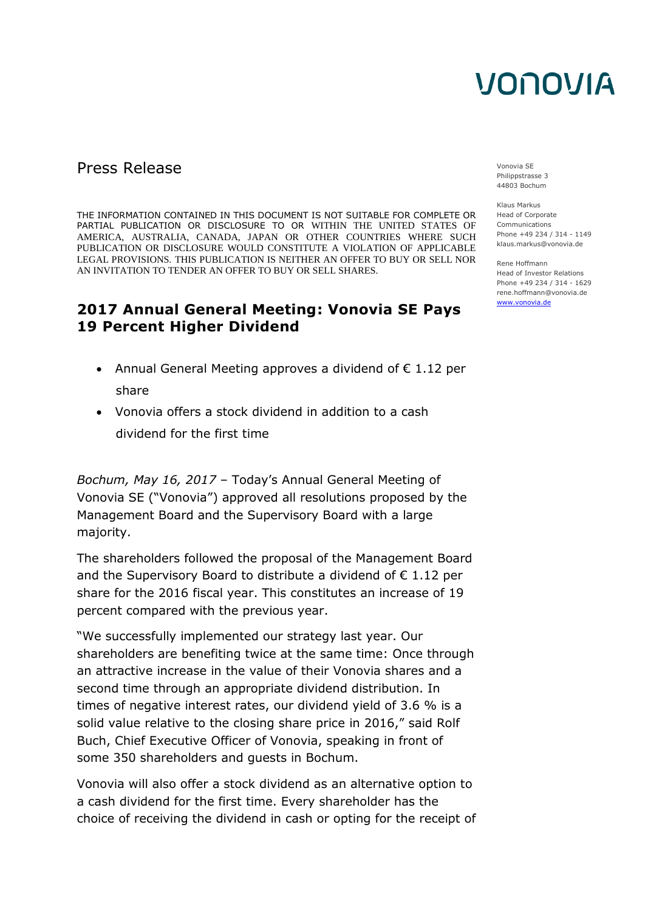VONOVIA

Press Release

Vonovia SE
Philippstrasse 3
44803 Bochum

Klaus Markus
Head of Corporate Communications
Phone +49 234 / 314 - 1149
klaus.markus@vonovia.de

Rene Hoffmann
Head of Investor Relations
Phone +49 234 / 314 - 1629
rene.hoffmann@vonovia.de
www.vonovia.de

THE INFORMATION CONTAINED IN THIS DOCUMENT IS NOT SUITABLE FOR COMPLETE OR PARTIAL PUBLICATION OR DISCLOSURE TO OR WITHIN THE UNITED STATES OF AMERICA, AUSTRALIA, CANADA, JAPAN OR OTHER COUNTRIES WHERE SUCH PUBLICATION OR DISCLOSURE WOULD CONSTITUTE A VIOLATION OF APPLICABLE LEGAL PROVISIONS. THIS PUBLICATION IS NEITHER AN OFFER TO BUY OR SELL NOR AN INVITATION TO TENDER AN OFFER TO BUY OR SELL SHARES.

## 2017 Annual General Meeting: Vonovia SE Pays 19 Percent Higher Dividend

- Annual General Meeting approves a dividend of € 1.12 per share
- Vonovia offers a stock dividend in addition to a cash dividend for the first time

*Bochum, May 16, 2017* – Today's Annual General Meeting of Vonovia SE ("Vonovia") approved all resolutions proposed by the Management Board and the Supervisory Board with a large majority.

The shareholders followed the proposal of the Management Board and the Supervisory Board to distribute a dividend of € 1.12 per share for the 2016 fiscal year. This constitutes an increase of 19 percent compared with the previous year.

"We successfully implemented our strategy last year. Our shareholders are benefiting twice at the same time: Once through an attractive increase in the value of their Vonovia shares and a second time through an appropriate dividend distribution. In times of negative interest rates, our dividend yield of 3.6 % is a solid value relative to the closing share price in 2016," said Rolf Buch, Chief Executive Officer of Vonovia, speaking in front of some 350 shareholders and guests in Bochum.

Vonovia will also offer a stock dividend as an alternative option to a cash dividend for the first time. Every shareholder has the choice of receiving the dividend in cash or opting for the receipt of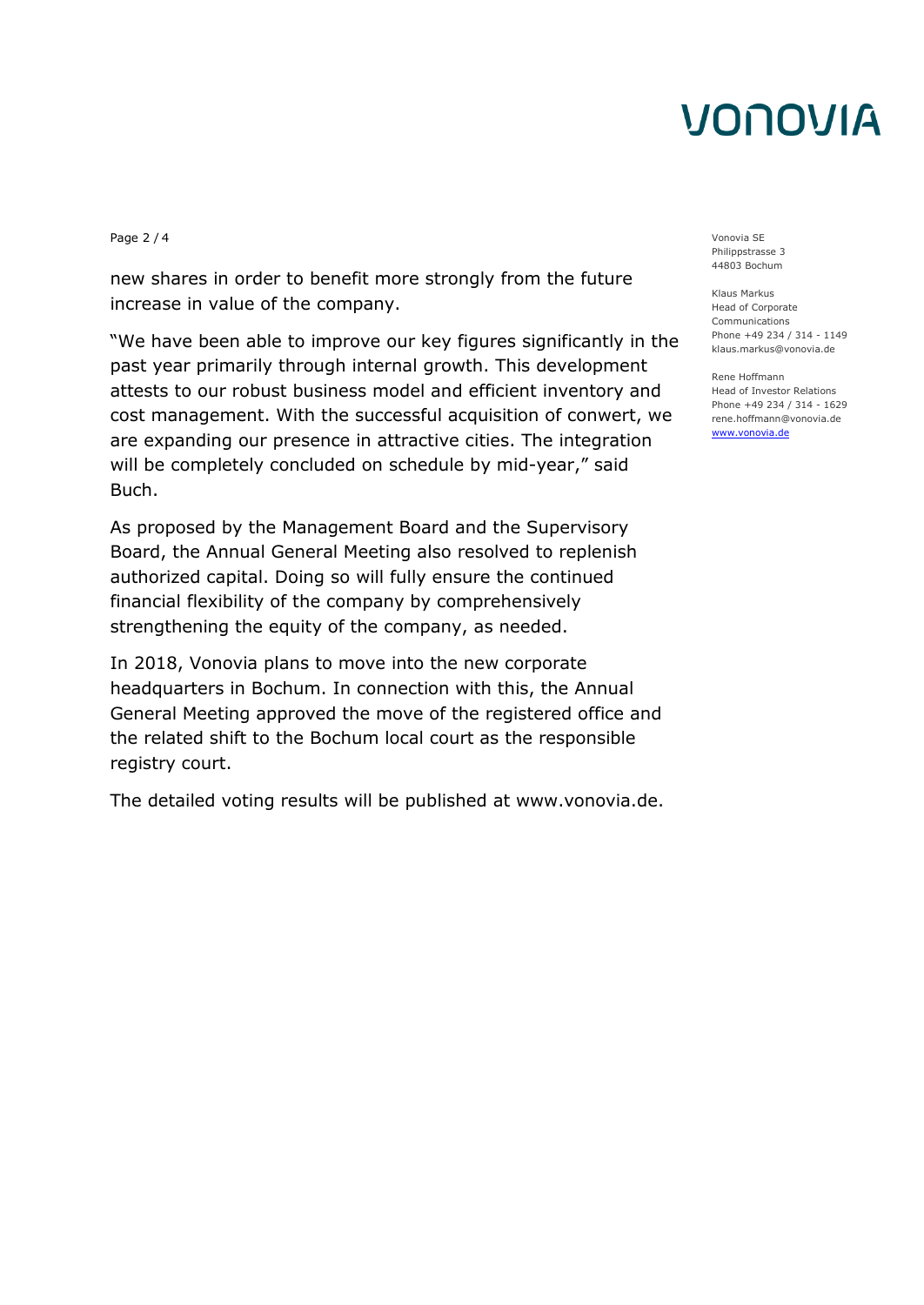new shares in order to benefit more strongly from the future increase in value of the company.

"We have been able to improve our key figures significantly in the past year primarily through internal growth. This development attests to our robust business model and efficient inventory and cost management. With the successful acquisition of conwert, we are expanding our presence in attractive cities. The integration will be completely concluded on schedule by mid-year," said Buch.

As proposed by the Management Board and the Supervisory Board, the Annual General Meeting also resolved to replenish authorized capital. Doing so will fully ensure the continued financial flexibility of the company by comprehensively strengthening the equity of the company, as needed.

In 2018, Vonovia plans to move into the new corporate headquarters in Bochum. In connection with this, the Annual General Meeting approved the move of the registered office and the related shift to the Bochum local court as the responsible registry court.

The detailed voting results will be published at www.vonovia.de.

Vonovia SE
Philippstrasse 3
44803 Bochum

Klaus Markus
Head of Corporate Communications
Phone +49 234 / 314 - 1149
klaus.markus@vonovia.de

Rene Hoffmann
Head of Investor Relations
Phone +49 234 / 314 - 1629
rene.hoffmann@vonovia.de
www.vonovia.de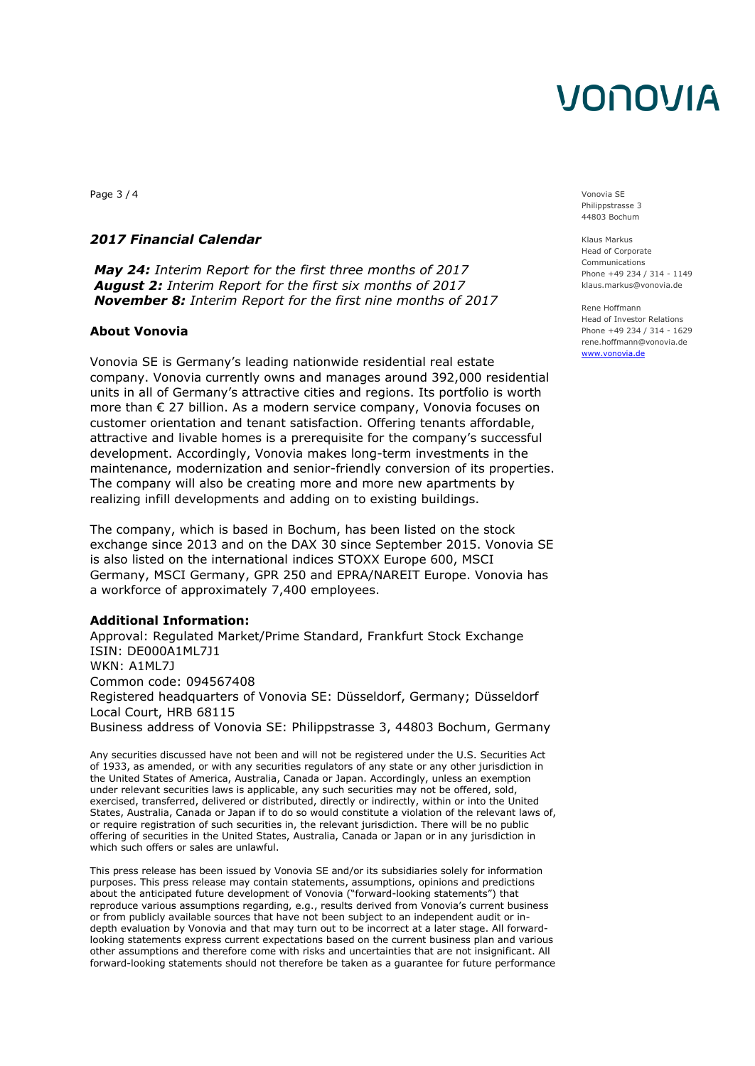*2017 Financial Calendar*

***May 24:*** *Interim Report for the first three months of 2017*
***August 2:*** *Interim Report for the first six months of 2017*
***November 8:*** *Interim Report for the first nine months of 2017*

**About Vonovia**

Vonovia SE is Germany's leading nationwide residential real estate company. Vonovia currently owns and manages around 392,000 residential units in all of Germany's attractive cities and regions. Its portfolio is worth more than € 27 billion. As a modern service company, Vonovia focuses on customer orientation and tenant satisfaction. Offering tenants affordable, attractive and livable homes is a prerequisite for the company's successful development. Accordingly, Vonovia makes long-term investments in the maintenance, modernization and senior-friendly conversion of its properties. The company will also be creating more and more new apartments by realizing infill developments and adding on to existing buildings.

The company, which is based in Bochum, has been listed on the stock exchange since 2013 and on the DAX 30 since September 2015. Vonovia SE is also listed on the international indices STOXX Europe 600, MSCI Germany, MSCI Germany, GPR 250 and EPRA/NAREIT Europe. Vonovia has a workforce of approximately 7,400 employees.

**Additional Information:**
Approval: Regulated Market/Prime Standard, Frankfurt Stock Exchange
ISIN: DE000A1ML7J1
WKN: A1ML7J
Common code: 094567408
Registered headquarters of Vonovia SE: Düsseldorf, Germany; Düsseldorf Local Court, HRB 68115
Business address of Vonovia SE: Philippstrasse 3, 44803 Bochum, Germany

Any securities discussed have not been and will not be registered under the U.S. Securities Act of 1933, as amended, or with any securities regulators of any state or any other jurisdiction in the United States of America, Australia, Canada or Japan. Accordingly, unless an exemption under relevant securities laws is applicable, any such securities may not be offered, sold, exercised, transferred, delivered or distributed, directly or indirectly, within or into the United States, Australia, Canada or Japan if to do so would constitute a violation of the relevant laws of, or require registration of such securities in, the relevant jurisdiction. There will be no public offering of securities in the United States, Australia, Canada or Japan or in any jurisdiction in which such offers or sales are unlawful.

This press release has been issued by Vonovia SE and/or its subsidiaries solely for information purposes. This press release may contain statements, assumptions, opinions and predictions about the anticipated future development of Vonovia ("forward-looking statements") that reproduce various assumptions regarding, e.g., results derived from Vonovia's current business or from publicly available sources that have not been subject to an independent audit or in-depth evaluation by Vonovia and that may turn out to be incorrect at a later stage. All forward-looking statements express current expectations based on the current business plan and various other assumptions and therefore come with risks and uncertainties that are not insignificant. All forward-looking statements should not therefore be taken as a guarantee for future performance

Vonovia SE
Philippstrasse 3
44803 Bochum

Klaus Markus
Head of Corporate Communications
Phone +49 234 / 314 - 1149
klaus.markus@vonovia.de

Rene Hoffmann
Head of Investor Relations
Phone +49 234 / 314 - 1629
rene.hoffmann@vonovia.de
www.vonovia.de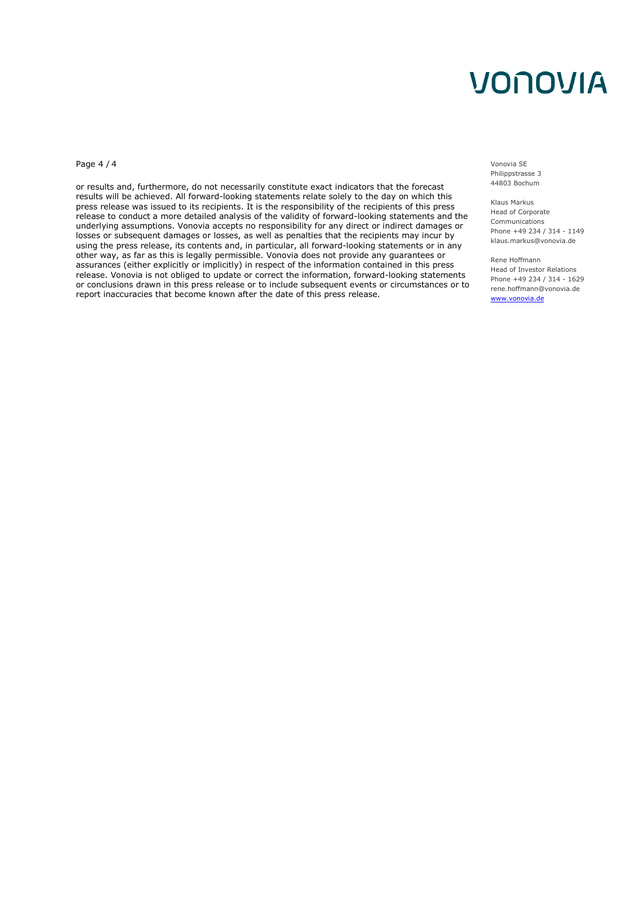or results and, furthermore, do not necessarily constitute exact indicators that the forecast results will be achieved. All forward-looking statements relate solely to the day on which this press release was issued to its recipients. It is the responsibility of the recipients of this press release to conduct a more detailed analysis of the validity of forward-looking statements and the underlying assumptions. Vonovia accepts no responsibility for any direct or indirect damages or losses or subsequent damages or losses, as well as penalties that the recipients may incur by using the press release, its contents and, in particular, all forward-looking statements or in any other way, as far as this is legally permissible. Vonovia does not provide any guarantees or assurances (either explicitly or implicitly) in respect of the information contained in this press release. Vonovia is not obliged to update or correct the information, forward-looking statements or conclusions drawn in this press release or to include subsequent events or circumstances or to report inaccuracies that become known after the date of this press release.

Vonovia SE
Philippstrasse 3
44803 Bochum

Klaus Markus
Head of Corporate Communications
Phone +49 234 / 314 - 1149
klaus.markus@vonovia.de

Rene Hoffmann
Head of Investor Relations
Phone +49 234 / 314 - 1629
rene.hoffmann@vonovia.de
www.vonovia.de